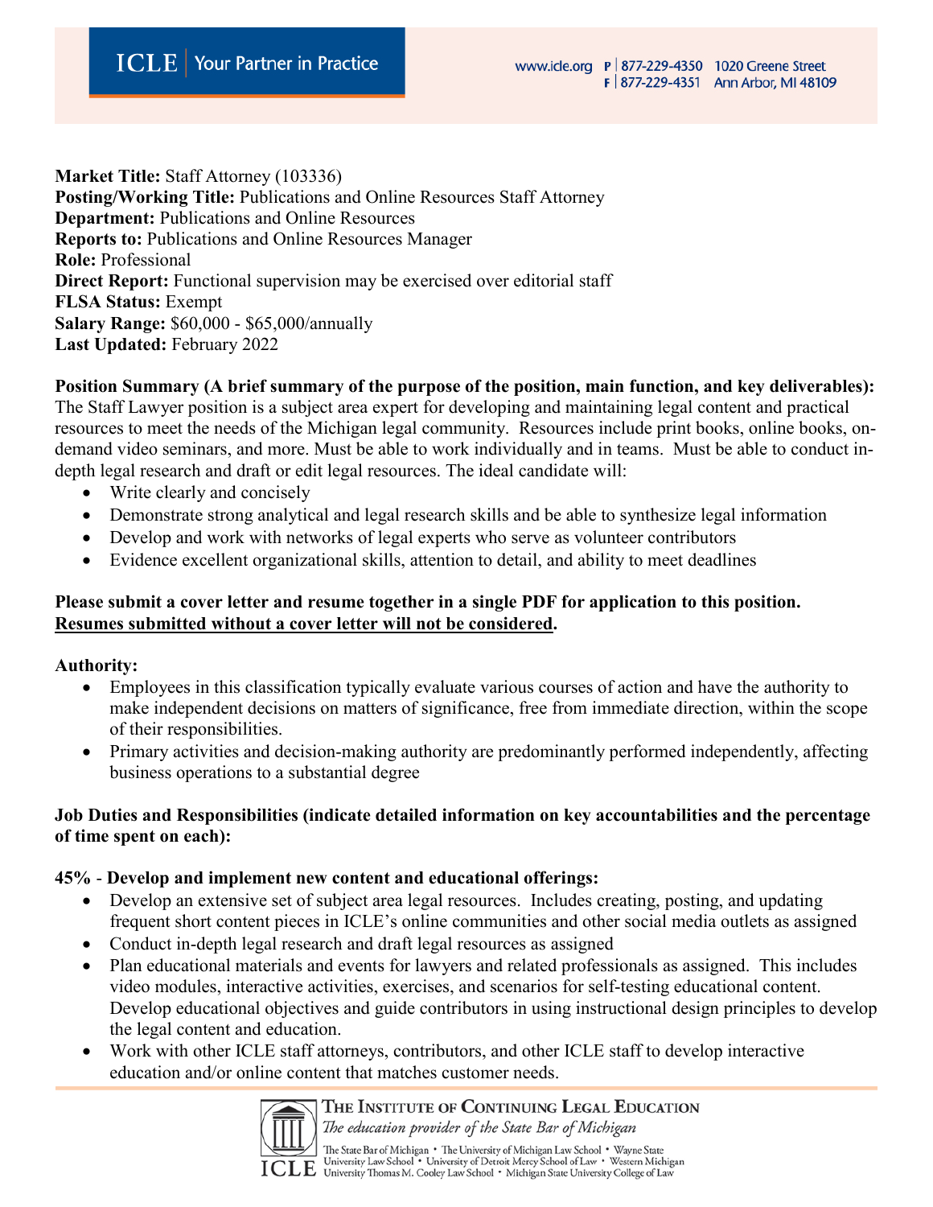**Market Title:** Staff Attorney (103336)
**Posting/Working Title:** Publications and Online Resources Staff Attorney
**Department:** Publications and Online Resources
**Reports to:** Publications and Online Resources Manager
**Role:** Professional
**Direct Report:** Functional supervision may be exercised over editorial staff
**FLSA Status:** Exempt
**Salary Range:** $60,000 - $65,000/annually
**Last Updated:** February 2022

**Position Summary (A brief summary of the purpose of the position, main function, and key deliverables):**
The Staff Lawyer position is a subject area expert for developing and maintaining legal content and practical resources to meet the needs of the Michigan legal community. Resources include print books, online books, on-demand video seminars, and more. Must be able to work individually and in teams. Must be able to conduct in-depth legal research and draft or edit legal resources. The ideal candidate will:

- Write clearly and concisely
- Demonstrate strong analytical and legal research skills and be able to synthesize legal information
- Develop and work with networks of legal experts who serve as volunteer contributors
- Evidence excellent organizational skills, attention to detail, and ability to meet deadlines

**Please submit a cover letter and resume together in a single PDF for application to this position. Resumes submitted without a cover letter will not be considered.**

**Authority:**

- Employees in this classification typically evaluate various courses of action and have the authority to make independent decisions on matters of significance, free from immediate direction, within the scope of their responsibilities.
- Primary activities and decision-making authority are predominantly performed independently, affecting business operations to a substantial degree

**Job Duties and Responsibilities (indicate detailed information on key accountabilities and the percentage of time spent on each):**

**45% - Develop and implement new content and educational offerings:**

- Develop an extensive set of subject area legal resources. Includes creating, posting, and updating frequent short content pieces in ICLE's online communities and other social media outlets as assigned
- Conduct in-depth legal research and draft legal resources as assigned
- Plan educational materials and events for lawyers and related professionals as assigned. This includes video modules, interactive activities, exercises, and scenarios for self-testing educational content. Develop educational objectives and guide contributors in using instructional design principles to develop the legal content and education.
- Work with other ICLE staff attorneys, contributors, and other ICLE staff to develop interactive education and/or online content that matches customer needs.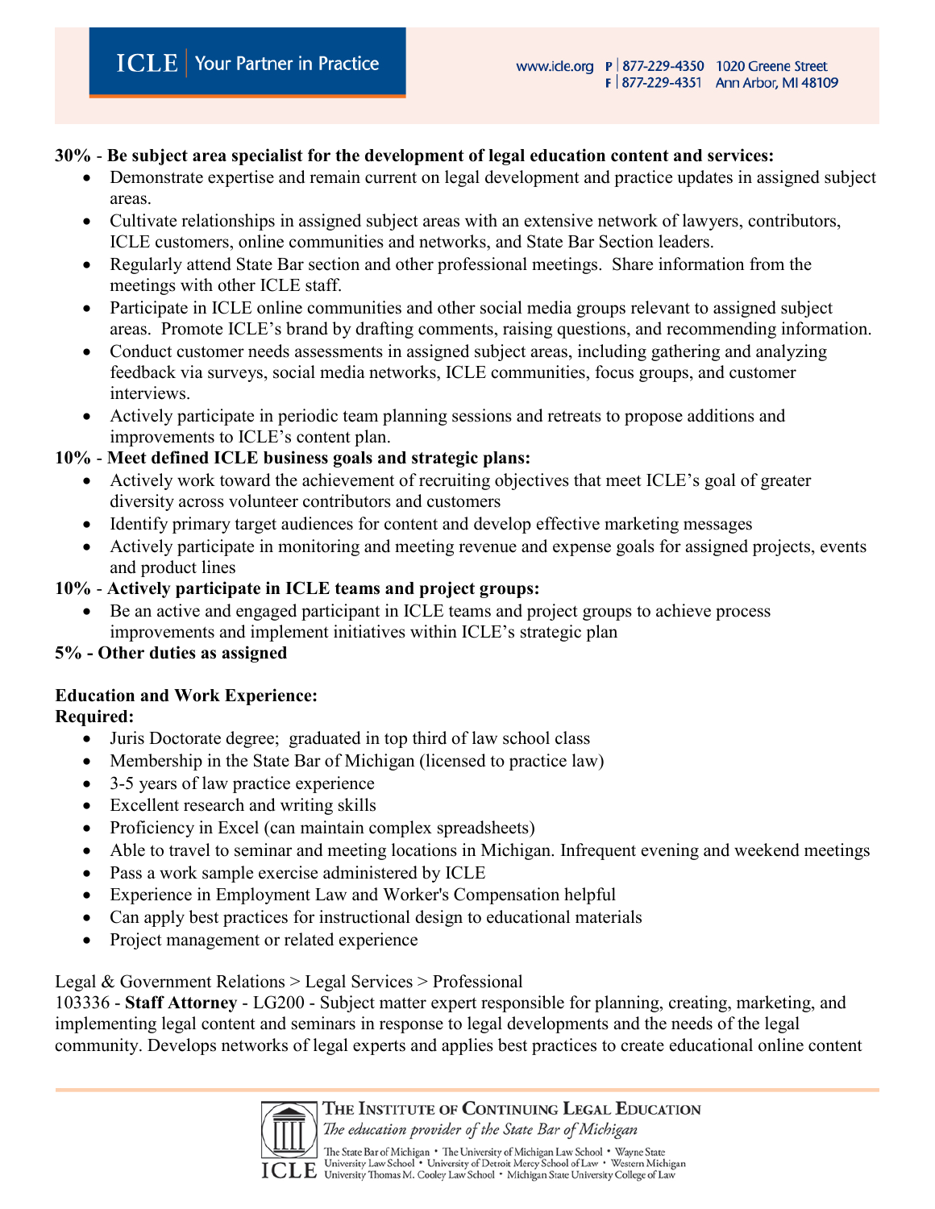**30%** - **Be subject area specialist for the development of legal education content and services:**

- Demonstrate expertise and remain current on legal development and practice updates in assigned subject areas.
- Cultivate relationships in assigned subject areas with an extensive network of lawyers, contributors, ICLE customers, online communities and networks, and State Bar Section leaders.
- Regularly attend State Bar section and other professional meetings. Share information from the meetings with other ICLE staff.
- Participate in ICLE online communities and other social media groups relevant to assigned subject areas. Promote ICLE's brand by drafting comments, raising questions, and recommending information.
- Conduct customer needs assessments in assigned subject areas, including gathering and analyzing feedback via surveys, social media networks, ICLE communities, focus groups, and customer interviews.
- Actively participate in periodic team planning sessions and retreats to propose additions and improvements to ICLE's content plan.

**10%** - **Meet defined ICLE business goals and strategic plans:**

- Actively work toward the achievement of recruiting objectives that meet ICLE's goal of greater diversity across volunteer contributors and customers
- Identify primary target audiences for content and develop effective marketing messages
- Actively participate in monitoring and meeting revenue and expense goals for assigned projects, events and product lines

**10%** - **Actively participate in ICLE teams and project groups:**

- Be an active and engaged participant in ICLE teams and project groups to achieve process improvements and implement initiatives within ICLE's strategic plan

**5% - Other duties as assigned**

**Education and Work Experience:**
**Required:**

- Juris Doctorate degree; graduated in top third of law school class
- Membership in the State Bar of Michigan (licensed to practice law)
- 3-5 years of law practice experience
- Excellent research and writing skills
- Proficiency in Excel (can maintain complex spreadsheets)
- Able to travel to seminar and meeting locations in Michigan. Infrequent evening and weekend meetings
- Pass a work sample exercise administered by ICLE
- Experience in Employment Law and Worker's Compensation helpful
- Can apply best practices for instructional design to educational materials
- Project management or related experience

Legal & Government Relations > Legal Services > Professional
103336 - **Staff Attorney** - LG200 - Subject matter expert responsible for planning, creating, marketing, and implementing legal content and seminars in response to legal developments and the needs of the legal community. Develops networks of legal experts and applies best practices to create educational online content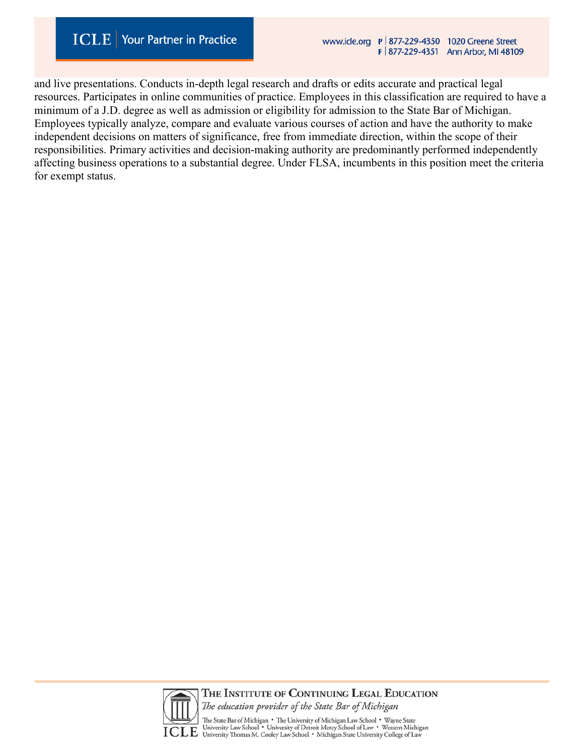and live presentations. Conducts in-depth legal research and drafts or edits accurate and practical legal resources. Participates in online communities of practice. Employees in this classification are required to have a minimum of a J.D. degree as well as admission or eligibility for admission to the State Bar of Michigan. Employees typically analyze, compare and evaluate various courses of action and have the authority to make independent decisions on matters of significance, free from immediate direction, within the scope of their responsibilities. Primary activities and decision-making authority are predominantly performed independently affecting business operations to a substantial degree. Under FLSA, incumbents in this position meet the criteria for exempt status.